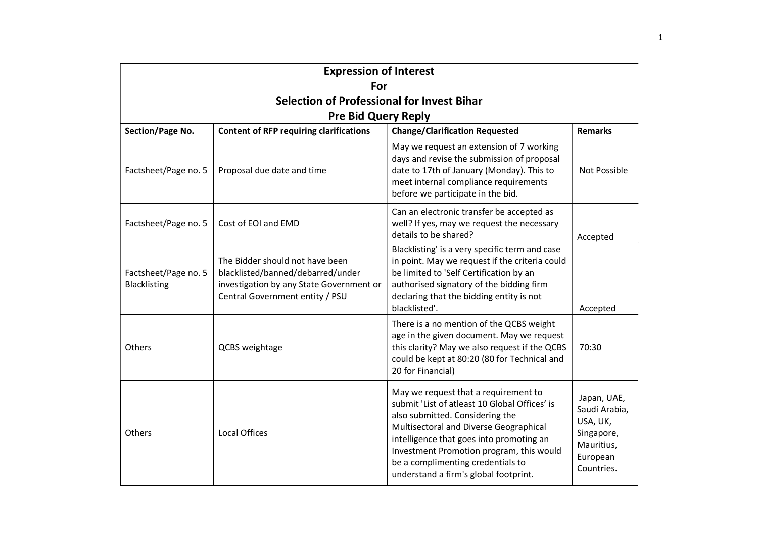# Expression of Interest
# For
# Selection of Professional for Invest Bihar
# Pre Bid Query Reply

| Section/Page No. | Content of RFP requiring clarifications | Change/Clarification Requested | Remarks |
| --- | --- | --- | --- |
| Factsheet/Page no. 5 | Proposal due date and time | May we request an extension of 7 working days and revise the submission of proposal date to 17th of January (Monday). This to meet internal compliance requirements before we participate in the bid. | Not Possible |
| Factsheet/Page no. 5 | Cost of EOI and EMD | Can an electronic transfer be accepted as well? If yes, may we request the necessary details to be shared? | Accepted |
| Factsheet/Page no. 5 Blacklisting | The Bidder should not have been blacklisted/banned/debarred/under investigation by any State Government or Central Government entity / PSU | Blacklisting' is a very specific term and case in point. May we request if the criteria could be limited to 'Self Certification by an authorised signatory of the bidding firm declaring that the bidding entity is not blacklisted'. | Accepted |
| Others | QCBS weightage | There is a no mention of the QCBS weight age in the given document. May we request this clarity? May we also request if the QCBS could be kept at 80:20 (80 for Technical and 20 for Financial) | 70:30 |
| Others | Local Offices | May we request that a requirement to submit 'List of atleast 10 Global Offices' is also submitted. Considering the Multisectoral and Diverse Geographical intelligence that goes into promoting an Investment Promotion program, this would be a complimenting credentials to understand a firm's global footprint. | Japan, UAE, Saudi Arabia, USA, UK, Singapore, Mauritius, European Countries. |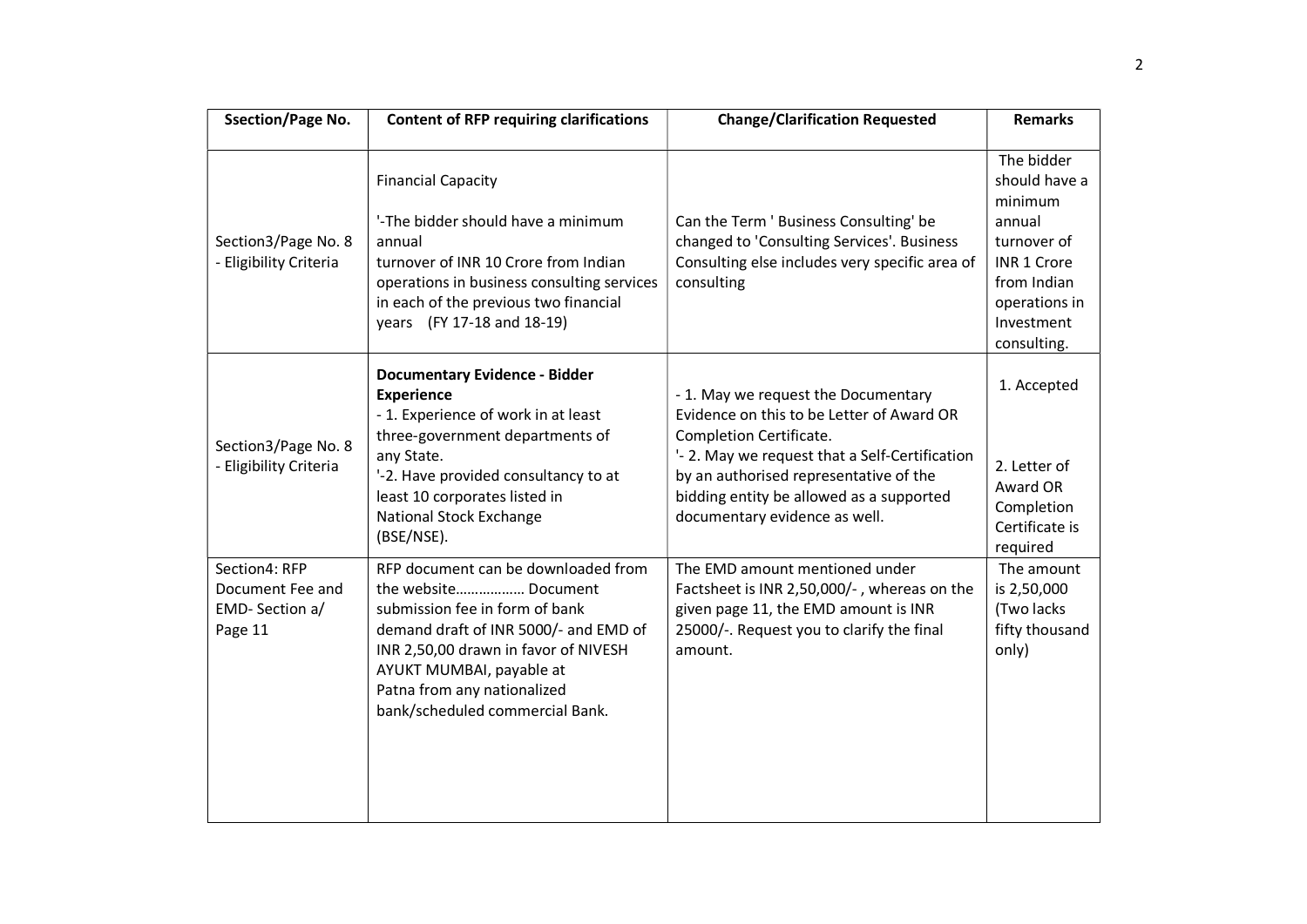| Ssection/Page No. | Content of RFP requiring clarifications | Change/Clarification Requested | Remarks |
|---|---|---|---|
| Section3/Page No. 8 - Eligibility Criteria | Financial Capacity<br><br>'-The bidder should have a minimum annual turnover of INR 10 Crore from Indian operations in business consulting services in each of the previous two financial years (FY 17-18 and 18-19) | Can the Term ' Business Consulting' be changed to 'Consulting Services'. Business Consulting else includes very specific area of consulting | The bidder should have a minimum annual turnover of INR 1 Crore from Indian operations in Investment consulting. |
| Section3/Page No. 8 - Eligibility Criteria | **Documentary Evidence - Bidder Experience**<br>- 1. Experience of work in at least three-government departments of any State.<br>'-2. Have provided consultancy to at least 10 corporates listed in National Stock Exchange (BSE/NSE). | - 1. May we request the Documentary Evidence on this to be Letter of Award OR Completion Certificate.<br>'- 2. May we request that a Self-Certification by an authorised representative of the bidding entity be allowed as a supported documentary evidence as well. | 1. Accepted<br><br>2. Letter of Award OR Completion Certificate is required |
| Section4: RFP Document Fee and EMD- Section a/ Page 11 | RFP document can be downloaded from the website……………… Document submission fee in form of bank demand draft of INR 5000/- and EMD of INR 2,50,00 drawn in favor of NIVESH AYUKT MUMBAI, payable at Patna from any nationalized bank/scheduled commercial Bank. | The EMD amount mentioned under Factsheet is INR 2,50,000/- , whereas on the given page 11, the EMD amount is INR 25000/-. Request you to clarify the final amount. | The amount is 2,50,000 (Two lacks fifty thousand only) |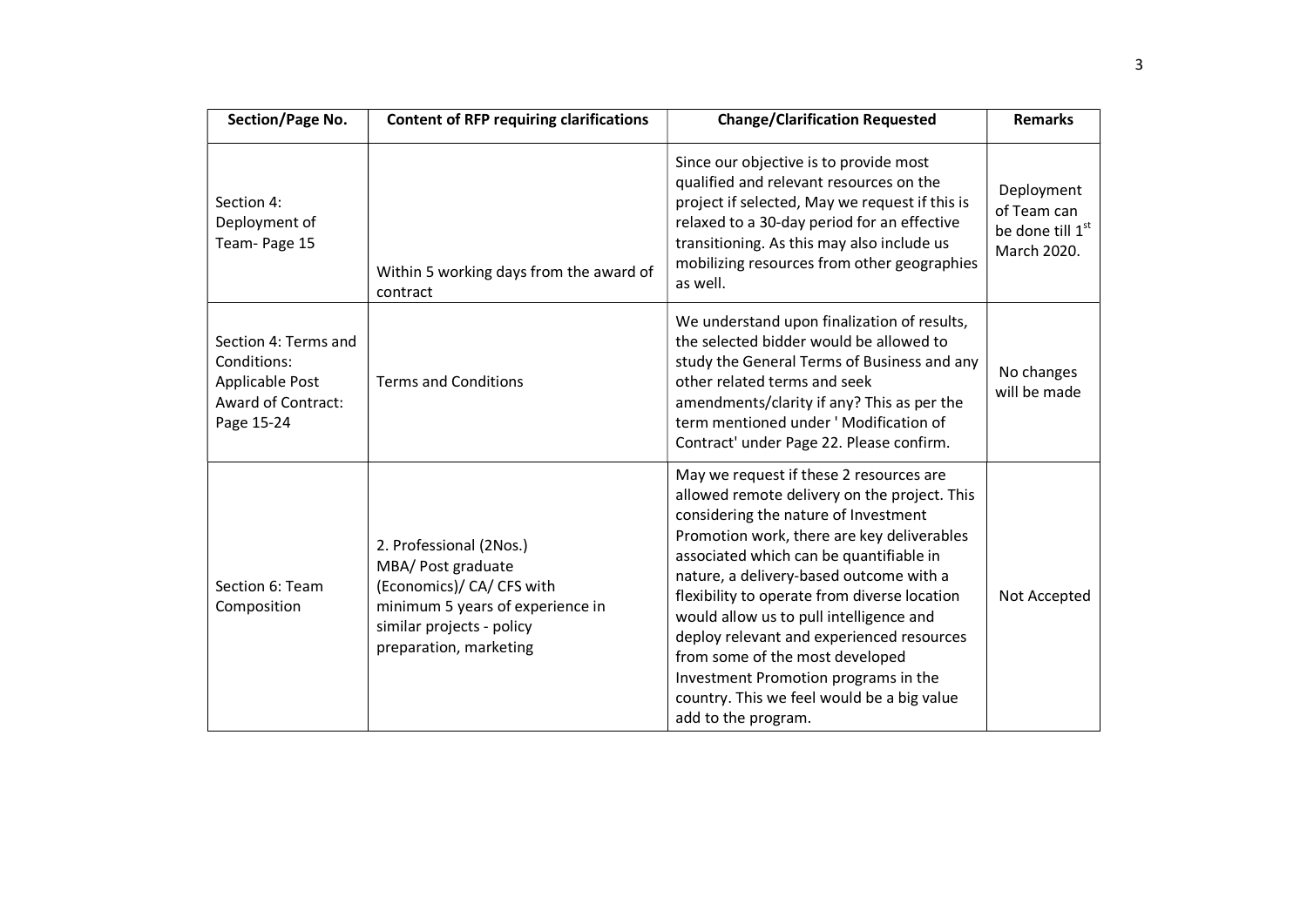| Section/Page No. | Content of RFP requiring clarifications | Change/Clarification Requested | Remarks |
|---|---|---|---|
| Section 4: Deployment of Team- Page 15 | Within 5 working days from the award of contract | Since our objective is to provide most qualified and relevant resources on the project if selected, May we request if this is relaxed to a 30-day period for an effective transitioning. As this may also include us mobilizing resources from other geographies as well. | Deployment of Team can be done till 1st March 2020. |
| Section 4: Terms and Conditions: Applicable Post Award of Contract: Page 15-24 | Terms and Conditions | We understand upon finalization of results, the selected bidder would be allowed to study the General Terms of Business and any other related terms and seek amendments/clarity if any? This as per the term mentioned under ' Modification of Contract' under Page 22. Please confirm. | No changes will be made |
| Section 6: Team Composition | 2. Professional (2Nos.) MBA/ Post graduate (Economics)/ CA/ CFS with minimum 5 years of experience in similar projects - policy preparation, marketing | May we request if these 2 resources are allowed remote delivery on the project. This considering the nature of Investment Promotion work, there are key deliverables associated which can be quantifiable in nature, a delivery-based outcome with a flexibility to operate from diverse location would allow us to pull intelligence and deploy relevant and experienced resources from some of the most developed Investment Promotion programs in the country. This we feel would be a big value add to the program. | Not Accepted |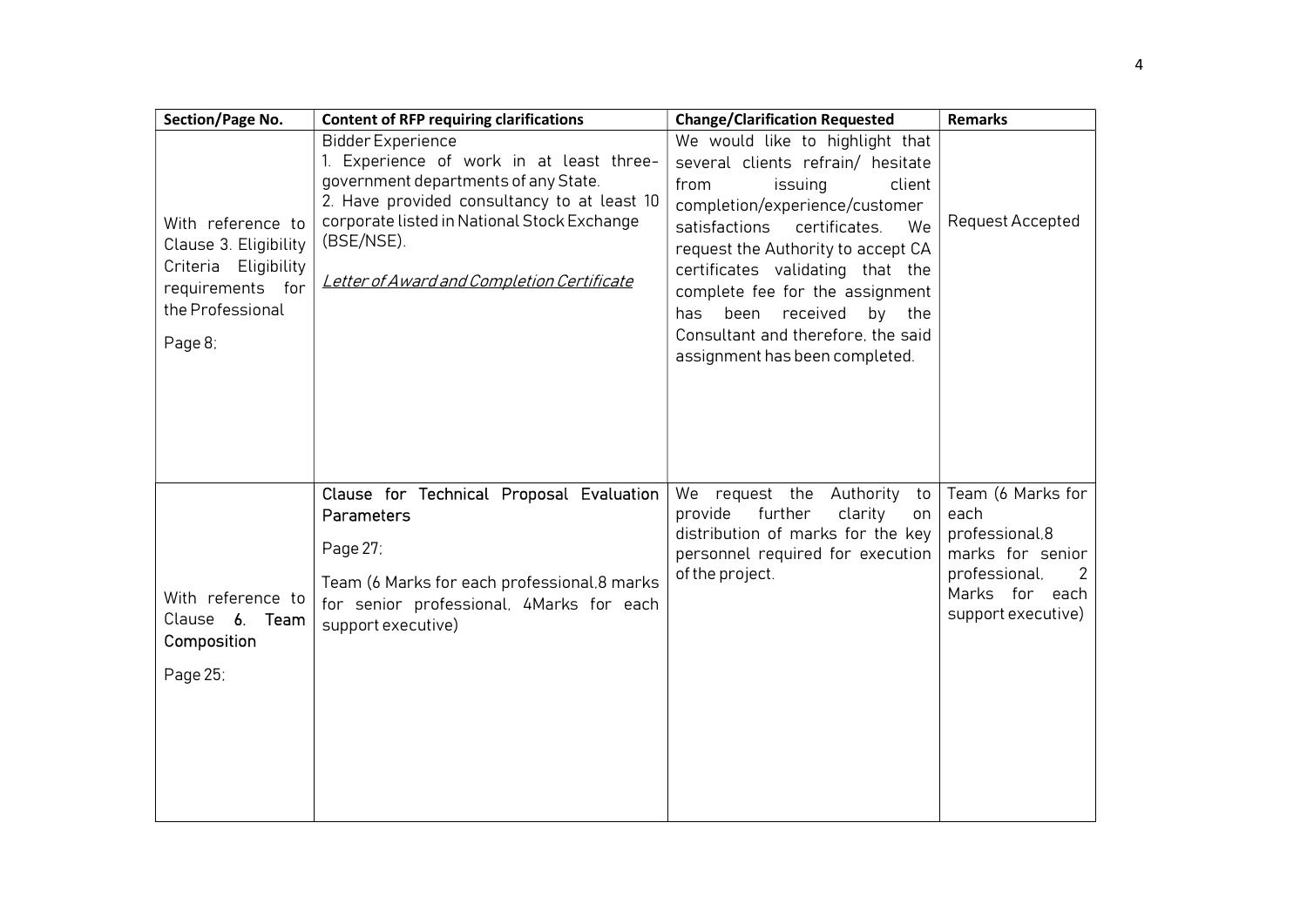| Section/Page No. | Content of RFP requiring clarifications | Change/Clarification Requested | Remarks |
|---|---|---|---|
| With reference to Clause 3. Eligibility Criteria Eligibility requirements for the Professional<br><br>Page 8; | Bidder Experience<br>1. Experience of work in at least three-government departments of any State.<br>2. Have provided consultancy to at least 10 corporate listed in National Stock Exchange (BSE/NSE).<br><br>*Letter of Award and Completion Certificate* | We would like to highlight that several clients refrain/ hesitate from issuing client completion/experience/customer satisfactions certificates. We request the Authority to accept CA certificates validating that the complete fee for the assignment has been received by the Consultant and therefore, the said assignment has been completed. | Request Accepted |
| With reference to Clause **6. Team Composition**<br><br>Page 25; | **Clause for Technical Proposal Evaluation Parameters**<br><br>Page 27;<br><br>Team (6 Marks for each professional,8 marks for senior professional, 4Marks for each support executive) | We request the Authority to provide further clarity on distribution of marks for the key personnel required for execution of the project. | Team (6 Marks for each professional,8 marks for senior professional, 2 Marks for each support executive) |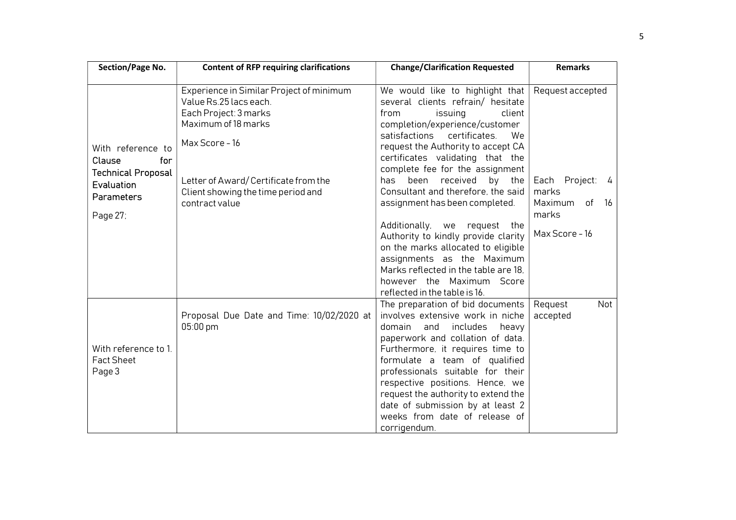| Section/Page No. | Content of RFP requiring clarifications | Change/Clarification Requested | Remarks |
|---|---|---|---|
| With reference to Clause for Technical Proposal Evaluation Parameters<br><br>Page 27; | Experience in Similar Project of minimum Value Rs.25 lacs each.<br>Each Project: 3 marks<br>Maximum of 18 marks<br><br>Max Score – 16<br><br>Letter of Award/ Certificate from the Client showing the time period and contract value | We would like to highlight that several clients refrain/ hesitate from issuing client completion/experience/customer satisfactions certificates. We request the Authority to accept CA certificates validating that the complete fee for the assignment has been received by the Consultant and therefore, the said assignment has been completed.<br><br>Additionally, we request the Authority to kindly provide clarity on the marks allocated to eligible assignments as the Maximum Marks reflected in the table are 18, however the Maximum Score reflected in the table is 16. | Request accepted<br><br>Each Project: 4 marks<br>Maximum of 16 marks<br><br>Max Score – 16 |
| With reference to 1. Fact Sheet<br>Page 3 | Proposal Due Date and Time: 10/02/2020 at 05:00 pm | The preparation of bid documents involves extensive work in niche domain and includes heavy paperwork and collation of data. Furthermore, it requires time to formulate a team of qualified professionals suitable for their respective positions. Hence, we request the authority to extend the date of submission by at least 2 weeks from date of release of corrigendum. | Request Not accepted |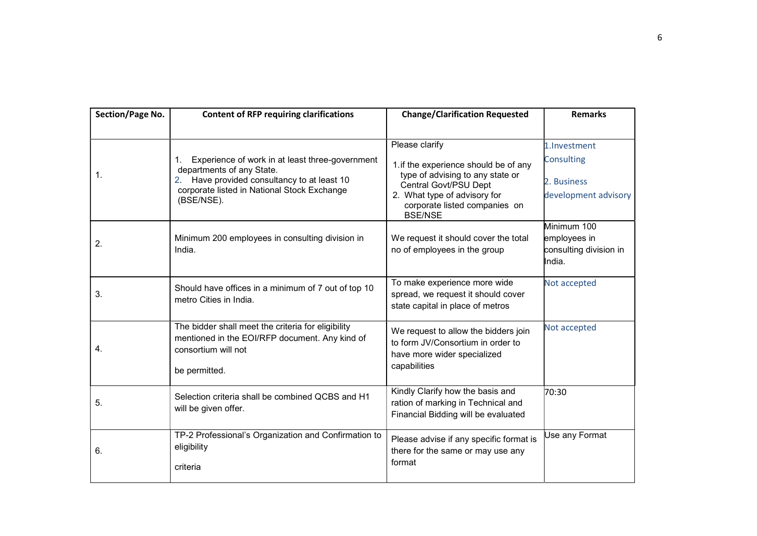| Section/Page No. | Content of RFP requiring clarifications | Change/Clarification Requested | Remarks |
|---|---|---|---|
| 1. | 1. Experience of work in at least three-government departments of any State.<br>2. Have provided consultancy to at least 10 corporate listed in National Stock Exchange (BSE/NSE). | Please clarify<br>1. if the experience should be of any type of advising to any state or Central Govt/PSU Dept<br>2. What type of advisory for corporate listed companies on BSE/NSE | 1.Investment Consulting<br>2. Business development advisory |
| 2. | Minimum 200 employees in consulting division in India. | We request it should cover the total no of employees in the group | Minimum 100 employees in consulting division in India. |
| 3. | Should have offices in a minimum of 7 out of top 10 metro Cities in India. | To make experience more wide spread, we request it should cover state capital in place of metros | Not accepted |
| 4. | The bidder shall meet the criteria for eligibility mentioned in the EOI/RFP document. Any kind of consortium will not<br>be permitted. | We request to allow the bidders join to form JV/Consortium in order to have more wider specialized capabilities | Not accepted |
| 5. | Selection criteria shall be combined QCBS and H1 will be given offer. | Kindly Clarify how the basis and ration of marking in Technical and Financial Bidding will be evaluated | 70:30 |
| 6. | TP-2 Professional's Organization and Confirmation to eligibility<br>criteria | Please advise if any specific format is there for the same or may use any format | Use any Format |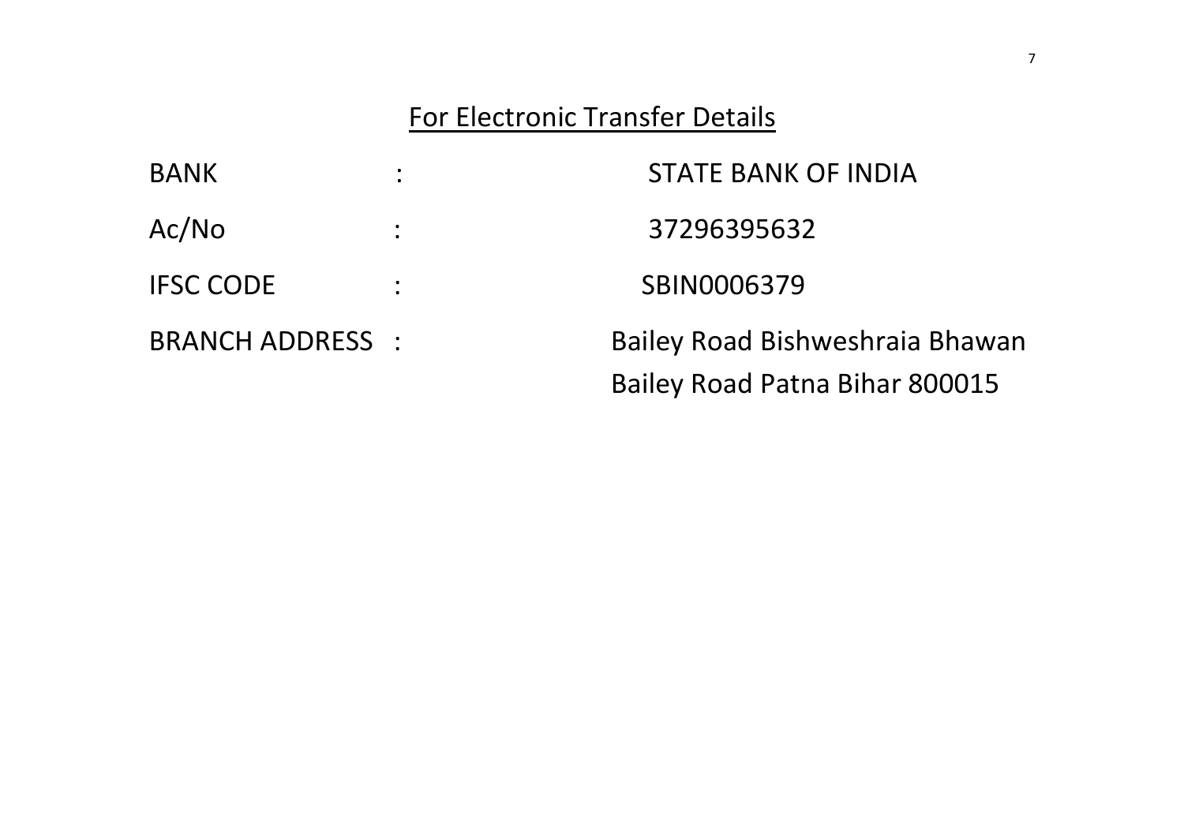## For Electronic Transfer Details

| | | |
|---|---|---|
| BANK | : | STATE BANK OF INDIA |
| Ac/No | : | 37296395632 |
| IFSC CODE | : | SBIN0006379 |
| BRANCH ADDRESS | : | Bailey Road Bishweshraia Bhawan<br>Bailey Road Patna Bihar 800015 |